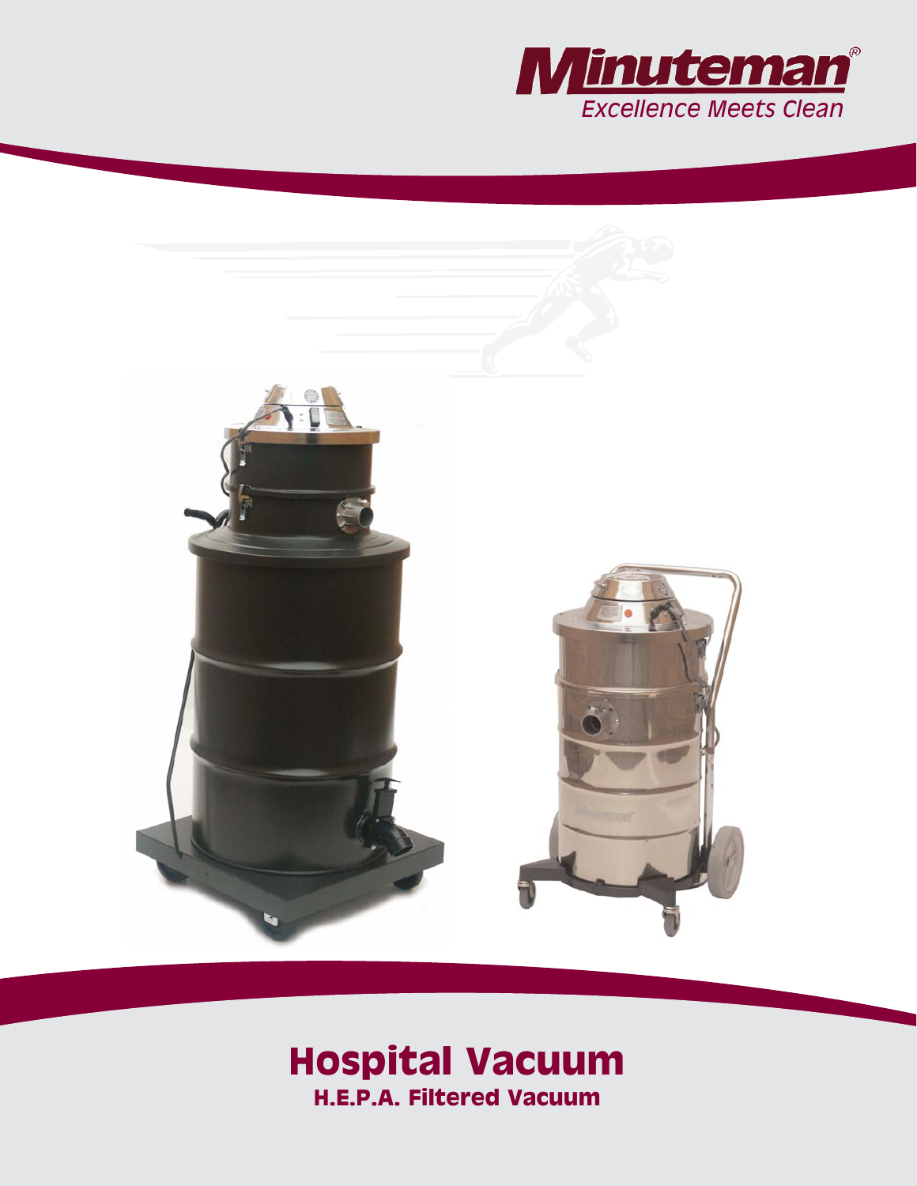Minuteman®
*Excellence Meets Clean*

# Hospital Vacuum

## H.E.P.A. Filtered Vacuum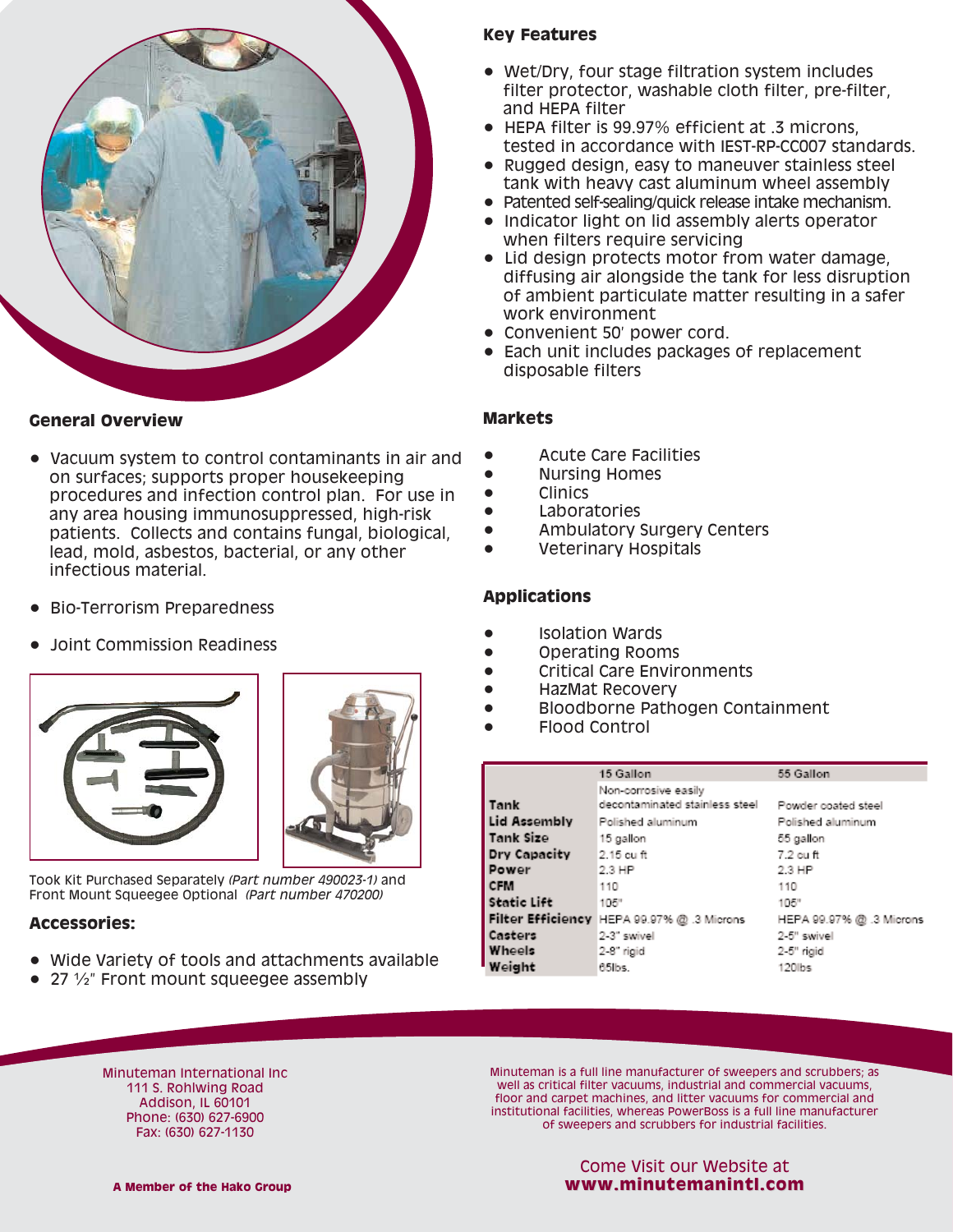## General Overview

- Vacuum system to control contaminants in air and on surfaces; supports proper housekeeping procedures and infection control plan. For use in any area housing immunosuppressed, high-risk patients. Collects and contains fungal, biological, lead, mold, asbestos, bacterial, or any other infectious material.
- Bio-Terrorism Preparedness
- Joint Commission Readiness

Took Kit Purchased Separately *(Part number 490023-1)* and Front Mount Squeegee Optional *(Part number 470200)*

## Accessories:

- Wide Variety of tools and attachments available
- 27 ½" Front mount squeegee assembly

## Key Features

- Wet/Dry, four stage filtration system includes filter protector, washable cloth filter, pre-filter, and HEPA filter
- HEPA filter is 99.97% efficient at .3 microns, tested in accordance with IEST-RP-CC007 standards.
- Rugged design, easy to maneuver stainless steel tank with heavy cast aluminum wheel assembly
- Patented self-sealing/quick release intake mechanism.
- Indicator light on lid assembly alerts operator when filters require servicing
- Lid design protects motor from water damage, diffusing air alongside the tank for less disruption of ambient particulate matter resulting in a safer work environment
- Convenient 50' power cord.
- Each unit includes packages of replacement disposable filters

## Markets

- Acute Care Facilities
- Nursing Homes
- Clinics
- Laboratories
- Ambulatory Surgery Centers
- Veterinary Hospitals

## Applications

- Isolation Wards
- Operating Rooms
- Critical Care Environments
- HazMat Recovery
- Bloodborne Pathogen Containment
- Flood Control

| | 15 Gallon | 55 Gallon |
|---|---|---|
| **Tank** | Non-corrosive easily decontaminated stainless steel | Powder coated steel |
| **Lid Assembly** | Polished aluminum | Polished aluminum |
| **Tank Size** | 15 gallon | 55 gallon |
| **Dry Capacity** | 2.15 cu ft | 7.2 cu ft |
| **Power** | 2.3 HP | 2.3 HP |
| **CFM** | 110 | 110 |
| **Static Lift** | 105" | 105" |
| **Filter Efficiency** | HEPA 99.97% @ .3 Microns | HEPA 99.97% @ .3 Microns |
| **Casters** | 2-3" swivel | 2-5" swivel |
| **Wheels** | 2-8" rigid | 2-5" rigid |
| **Weight** | 65lbs. | 120lbs |

Minuteman International Inc
111 S. Rohlwing Road
Addison, IL 60101
Phone: (630) 627-6900
Fax: (630) 627-1130

Minuteman is a full line manufacturer of sweepers and scrubbers; as well as critical filter vacuums, industrial and commercial vacuums, floor and carpet machines, and litter vacuums for commercial and institutional facilities, whereas PowerBoss is a full line manufacturer of sweepers and scrubbers for industrial facilities.

**A Member of the Hako Group**

Come Visit our Website at
**www.minutemanintl.com**